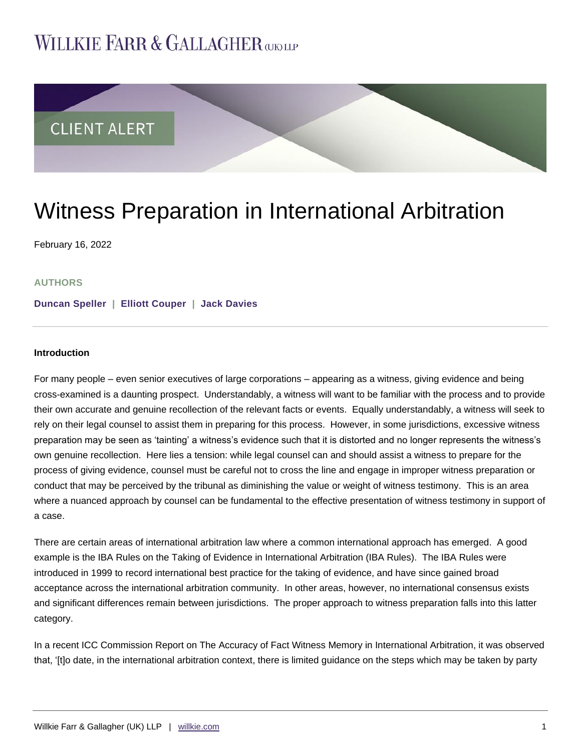WILLKIE FARR & GALLAGHER (UK) LLP

CLIENT ALERT

# Witness Preparation in International Arbitration

February 16, 2022

**AUTHORS**

**Duncan Speller | Elliott Couper | Jack Davies**

---

**Introduction**

For many people – even senior executives of large corporations – appearing as a witness, giving evidence and being cross-examined is a daunting prospect. Understandably, a witness will want to be familiar with the process and to provide their own accurate and genuine recollection of the relevant facts or events. Equally understandably, a witness will seek to rely on their legal counsel to assist them in preparing for this process. However, in some jurisdictions, excessive witness preparation may be seen as 'tainting' a witness's evidence such that it is distorted and no longer represents the witness's own genuine recollection. Here lies a tension: while legal counsel can and should assist a witness to prepare for the process of giving evidence, counsel must be careful not to cross the line and engage in improper witness preparation or conduct that may be perceived by the tribunal as diminishing the value or weight of witness testimony. This is an area where a nuanced approach by counsel can be fundamental to the effective presentation of witness testimony in support of a case.

There are certain areas of international arbitration law where a common international approach has emerged. A good example is the IBA Rules on the Taking of Evidence in International Arbitration (IBA Rules). The IBA Rules were introduced in 1999 to record international best practice for the taking of evidence, and have since gained broad acceptance across the international arbitration community. In other areas, however, no international consensus exists and significant differences remain between jurisdictions. The proper approach to witness preparation falls into this latter category.

In a recent ICC Commission Report on The Accuracy of Fact Witness Memory in International Arbitration, it was observed that, '[t]o date, in the international arbitration context, there is limited guidance on the steps which may be taken by party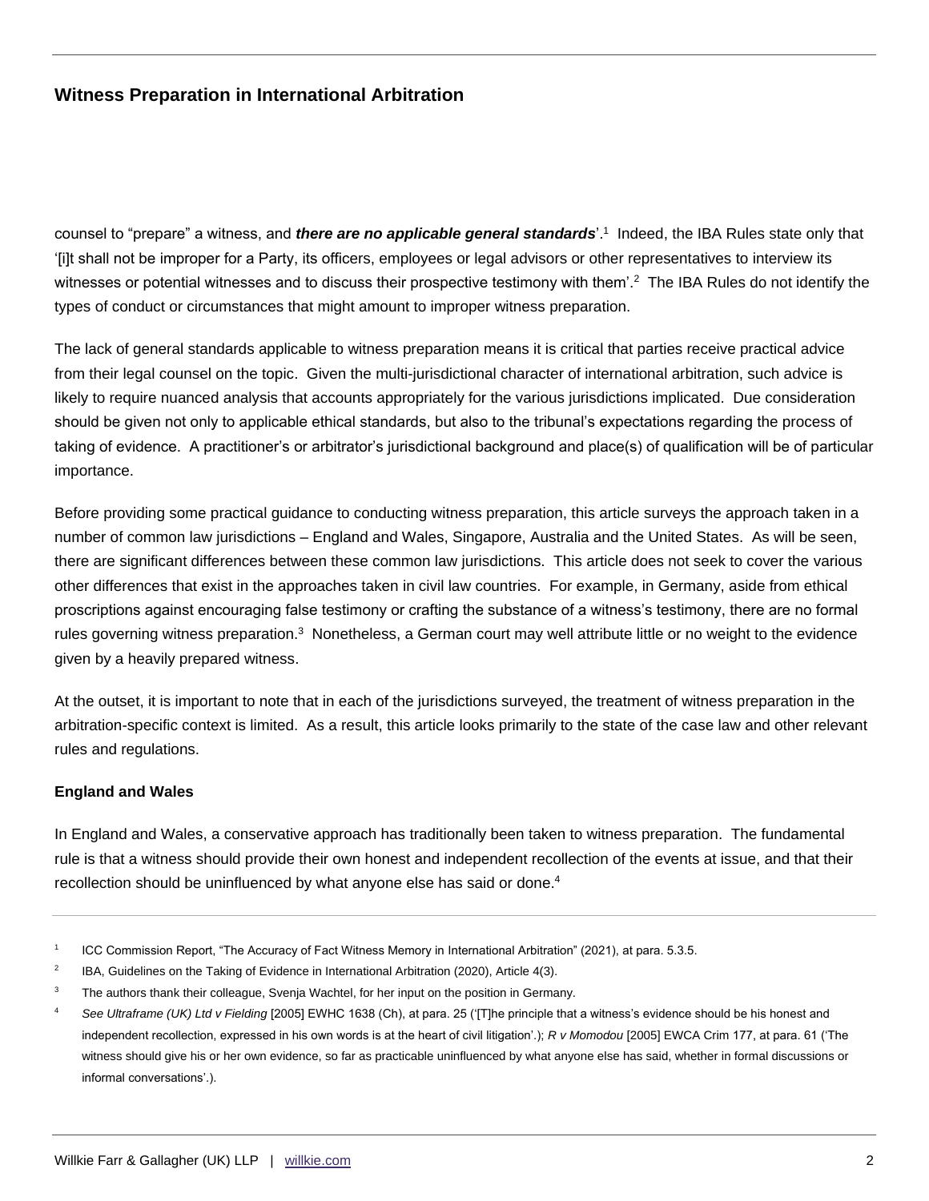counsel to "prepare" a witness, and ***there are no applicable general standards***'.[1] Indeed, the IBA Rules state only that '[i]t shall not be improper for a Party, its officers, employees or legal advisors or other representatives to interview its witnesses or potential witnesses and to discuss their prospective testimony with them'.[2] The IBA Rules do not identify the types of conduct or circumstances that might amount to improper witness preparation.

The lack of general standards applicable to witness preparation means it is critical that parties receive practical advice from their legal counsel on the topic. Given the multi-jurisdictional character of international arbitration, such advice is likely to require nuanced analysis that accounts appropriately for the various jurisdictions implicated. Due consideration should be given not only to applicable ethical standards, but also to the tribunal's expectations regarding the process of taking of evidence. A practitioner's or arbitrator's jurisdictional background and place(s) of qualification will be of particular importance.

Before providing some practical guidance to conducting witness preparation, this article surveys the approach taken in a number of common law jurisdictions – England and Wales, Singapore, Australia and the United States. As will be seen, there are significant differences between these common law jurisdictions. This article does not seek to cover the various other differences that exist in the approaches taken in civil law countries. For example, in Germany, aside from ethical proscriptions against encouraging false testimony or crafting the substance of a witness's testimony, there are no formal rules governing witness preparation.[3] Nonetheless, a German court may well attribute little or no weight to the evidence given by a heavily prepared witness.

At the outset, it is important to note that in each of the jurisdictions surveyed, the treatment of witness preparation in the arbitration-specific context is limited. As a result, this article looks primarily to the state of the case law and other relevant rules and regulations.

**England and Wales**

In England and Wales, a conservative approach has traditionally been taken to witness preparation. The fundamental rule is that a witness should provide their own honest and independent recollection of the events at issue, and that their recollection should be uninfluenced by what anyone else has said or done.[4]

---

[1] ICC Commission Report, "The Accuracy of Fact Witness Memory in International Arbitration" (2021), at para. 5.3.5.

[2] IBA, Guidelines on the Taking of Evidence in International Arbitration (2020), Article 4(3).

[3] The authors thank their colleague, Svenja Wachtel, for her input on the position in Germany.

[4] *See Ultraframe (UK) Ltd v Fielding* [2005] EWHC 1638 (Ch), at para. 25 ('[T]he principle that a witness's evidence should be his honest and independent recollection, expressed in his own words is at the heart of civil litigation'.); *R v Momodou* [2005] EWCA Crim 177, at para. 61 ('The witness should give his or her own evidence, so far as practicable uninfluenced by what anyone else has said, whether in formal discussions or informal conversations'.).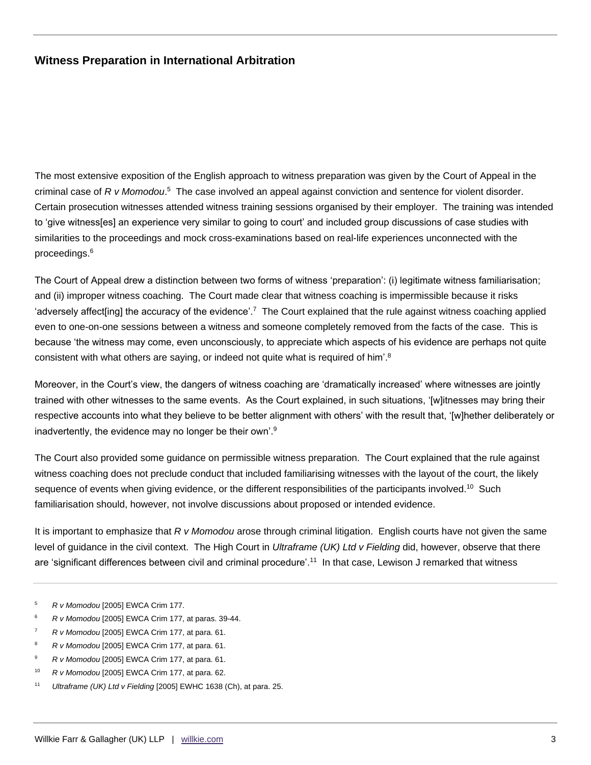The most extensive exposition of the English approach to witness preparation was given by the Court of Appeal in the criminal case of *R v Momodou*.[5] The case involved an appeal against conviction and sentence for violent disorder. Certain prosecution witnesses attended witness training sessions organised by their employer. The training was intended to 'give witness[es] an experience very similar to going to court' and included group discussions of case studies with similarities to the proceedings and mock cross-examinations based on real-life experiences unconnected with the proceedings.[6]

The Court of Appeal drew a distinction between two forms of witness 'preparation': (i) legitimate witness familiarisation; and (ii) improper witness coaching. The Court made clear that witness coaching is impermissible because it risks 'adversely affect[ing] the accuracy of the evidence'.[7] The Court explained that the rule against witness coaching applied even to one-on-one sessions between a witness and someone completely removed from the facts of the case. This is because 'the witness may come, even unconsciously, to appreciate which aspects of his evidence are perhaps not quite consistent with what others are saying, or indeed not quite what is required of him'.[8]

Moreover, in the Court's view, the dangers of witness coaching are 'dramatically increased' where witnesses are jointly trained with other witnesses to the same events. As the Court explained, in such situations, '[w]itnesses may bring their respective accounts into what they believe to be better alignment with others' with the result that, '[w]hether deliberately or inadvertently, the evidence may no longer be their own'.[9]

The Court also provided some guidance on permissible witness preparation. The Court explained that the rule against witness coaching does not preclude conduct that included familiarising witnesses with the layout of the court, the likely sequence of events when giving evidence, or the different responsibilities of the participants involved.[10] Such familiarisation should, however, not involve discussions about proposed or intended evidence.

It is important to emphasize that *R v Momodou* arose through criminal litigation. English courts have not given the same level of guidance in the civil context. The High Court in *Ultraframe (UK) Ltd v Fielding* did, however, observe that there are 'significant differences between civil and criminal procedure'.[11] In that case, Lewison J remarked that witness

---

[5] *R v Momodou* [2005] EWCA Crim 177.

[6] *R v Momodou* [2005] EWCA Crim 177, at paras. 39-44.

[7] *R v Momodou* [2005] EWCA Crim 177, at para. 61.

[8] *R v Momodou* [2005] EWCA Crim 177, at para. 61.

[9] *R v Momodou* [2005] EWCA Crim 177, at para. 61.

[10] *R v Momodou* [2005] EWCA Crim 177, at para. 62.

[11] *Ultraframe (UK) Ltd v Fielding* [2005] EWHC 1638 (Ch), at para. 25.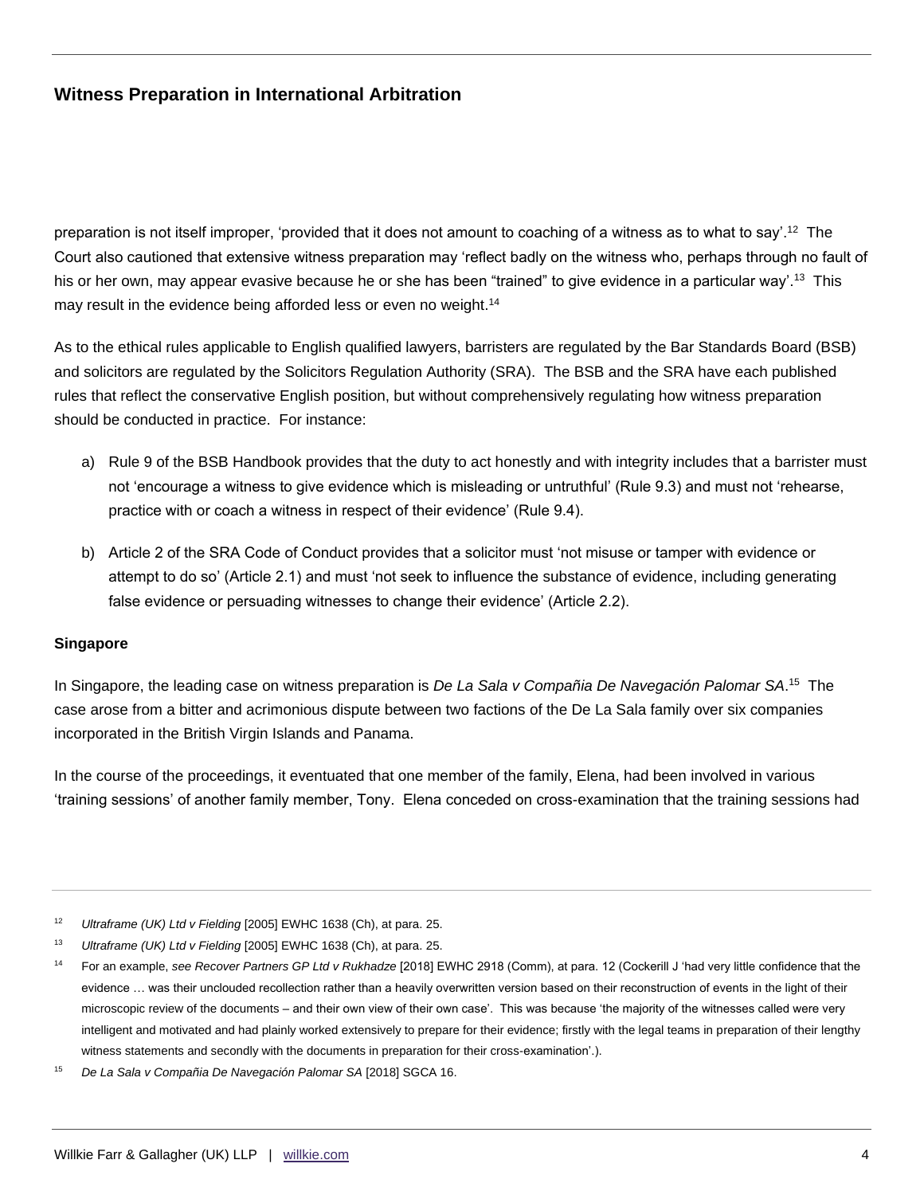preparation is not itself improper, 'provided that it does not amount to coaching of a witness as to what to say'.[12] The Court also cautioned that extensive witness preparation may 'reflect badly on the witness who, perhaps through no fault of his or her own, may appear evasive because he or she has been "trained" to give evidence in a particular way'.[13] This may result in the evidence being afforded less or even no weight.[14]

As to the ethical rules applicable to English qualified lawyers, barristers are regulated by the Bar Standards Board (BSB) and solicitors are regulated by the Solicitors Regulation Authority (SRA). The BSB and the SRA have each published rules that reflect the conservative English position, but without comprehensively regulating how witness preparation should be conducted in practice. For instance:

a) Rule 9 of the BSB Handbook provides that the duty to act honestly and with integrity includes that a barrister must not 'encourage a witness to give evidence which is misleading or untruthful' (Rule 9.3) and must not 'rehearse, practice with or coach a witness in respect of their evidence' (Rule 9.4).

b) Article 2 of the SRA Code of Conduct provides that a solicitor must 'not misuse or tamper with evidence or attempt to do so' (Article 2.1) and must 'not seek to influence the substance of evidence, including generating false evidence or persuading witnesses to change their evidence' (Article 2.2).

**Singapore**

In Singapore, the leading case on witness preparation is *De La Sala v Compañia De Navegación Palomar SA*.[15] The case arose from a bitter and acrimonious dispute between two factions of the De La Sala family over six companies incorporated in the British Virgin Islands and Panama.

In the course of the proceedings, it eventuated that one member of the family, Elena, had been involved in various 'training sessions' of another family member, Tony. Elena conceded on cross-examination that the training sessions had

---

[12] *Ultraframe (UK) Ltd v Fielding* [2005] EWHC 1638 (Ch), at para. 25.

[13] *Ultraframe (UK) Ltd v Fielding* [2005] EWHC 1638 (Ch), at para. 25.

[14] For an example, *see Recover Partners GP Ltd v Rukhadze* [2018] EWHC 2918 (Comm), at para. 12 (Cockerill J 'had very little confidence that the evidence … was their unclouded recollection rather than a heavily overwritten version based on their reconstruction of events in the light of their microscopic review of the documents – and their own view of their own case'. This was because 'the majority of the witnesses called were very intelligent and motivated and had plainly worked extensively to prepare for their evidence; firstly with the legal teams in preparation of their lengthy witness statements and secondly with the documents in preparation for their cross-examination'.).

[15] *De La Sala v Compañia De Navegación Palomar SA* [2018] SGCA 16.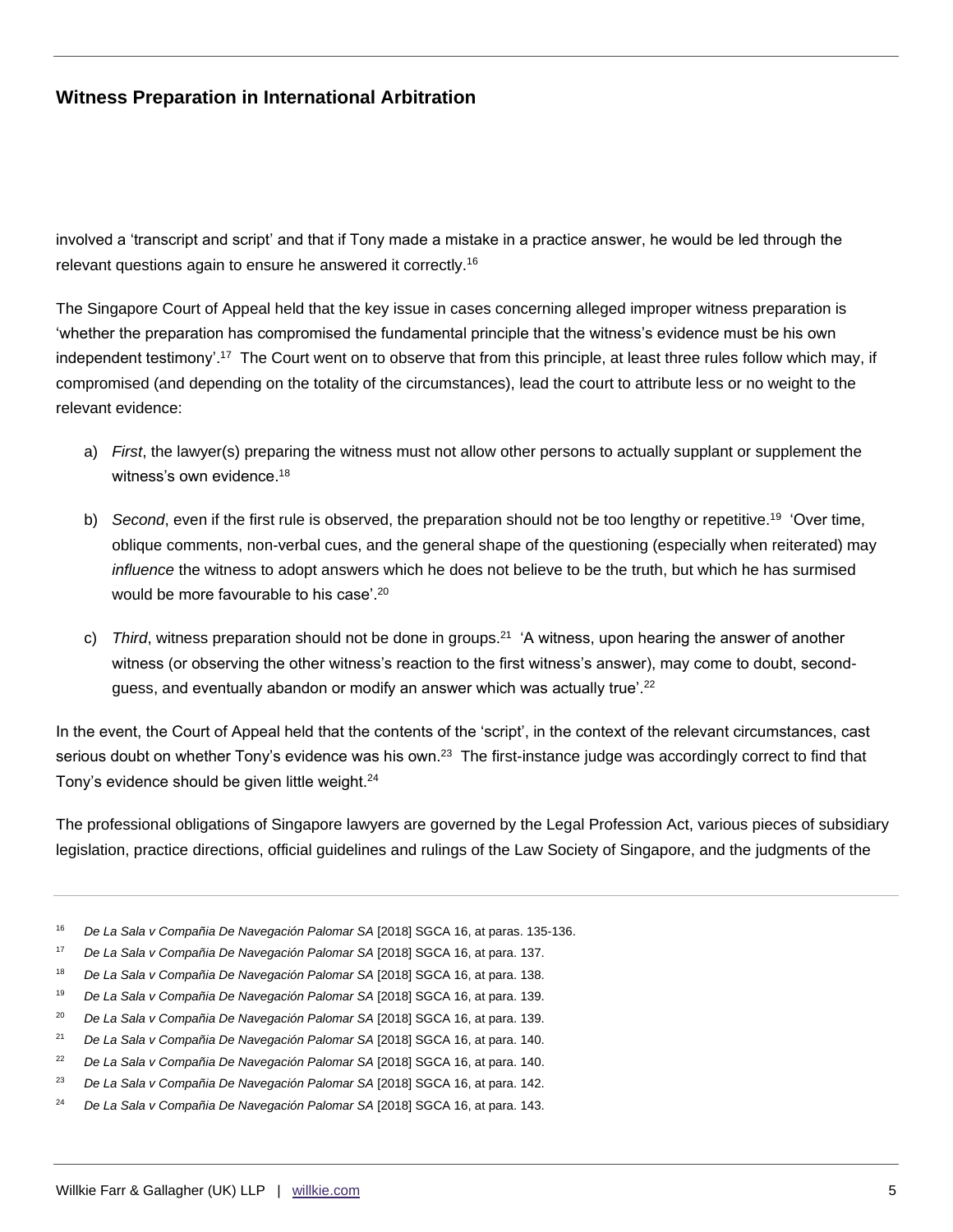involved a 'transcript and script' and that if Tony made a mistake in a practice answer, he would be led through the relevant questions again to ensure he answered it correctly.[16]

The Singapore Court of Appeal held that the key issue in cases concerning alleged improper witness preparation is 'whether the preparation has compromised the fundamental principle that the witness's evidence must be his own independent testimony'.[17] The Court went on to observe that from this principle, at least three rules follow which may, if compromised (and depending on the totality of the circumstances), lead the court to attribute less or no weight to the relevant evidence:

a) *First*, the lawyer(s) preparing the witness must not allow other persons to actually supplant or supplement the witness's own evidence.[18]

b) *Second*, even if the first rule is observed, the preparation should not be too lengthy or repetitive.[19] 'Over time, oblique comments, non-verbal cues, and the general shape of the questioning (especially when reiterated) may *influence* the witness to adopt answers which he does not believe to be the truth, but which he has surmised would be more favourable to his case'.[20]

c) *Third*, witness preparation should not be done in groups.[21] 'A witness, upon hearing the answer of another witness (or observing the other witness's reaction to the first witness's answer), may come to doubt, second-guess, and eventually abandon or modify an answer which was actually true'.[22]

In the event, the Court of Appeal held that the contents of the 'script', in the context of the relevant circumstances, cast serious doubt on whether Tony's evidence was his own.[23] The first-instance judge was accordingly correct to find that Tony's evidence should be given little weight.[24]

The professional obligations of Singapore lawyers are governed by the Legal Profession Act, various pieces of subsidiary legislation, practice directions, official guidelines and rulings of the Law Society of Singapore, and the judgments of the

---

[16] *De La Sala v Compañia De Navegación Palomar SA* [2018] SGCA 16, at paras. 135-136.

[17] *De La Sala v Compañia De Navegación Palomar SA* [2018] SGCA 16, at para. 137.

[18] *De La Sala v Compañia De Navegación Palomar SA* [2018] SGCA 16, at para. 138.

[19] *De La Sala v Compañia De Navegación Palomar SA* [2018] SGCA 16, at para. 139.

[20] *De La Sala v Compañia De Navegación Palomar SA* [2018] SGCA 16, at para. 139.

[21] *De La Sala v Compañia De Navegación Palomar SA* [2018] SGCA 16, at para. 140.

[22] *De La Sala v Compañia De Navegación Palomar SA* [2018] SGCA 16, at para. 140.

[23] *De La Sala v Compañia De Navegación Palomar SA* [2018] SGCA 16, at para. 142.

[24] *De La Sala v Compañia De Navegación Palomar SA* [2018] SGCA 16, at para. 143.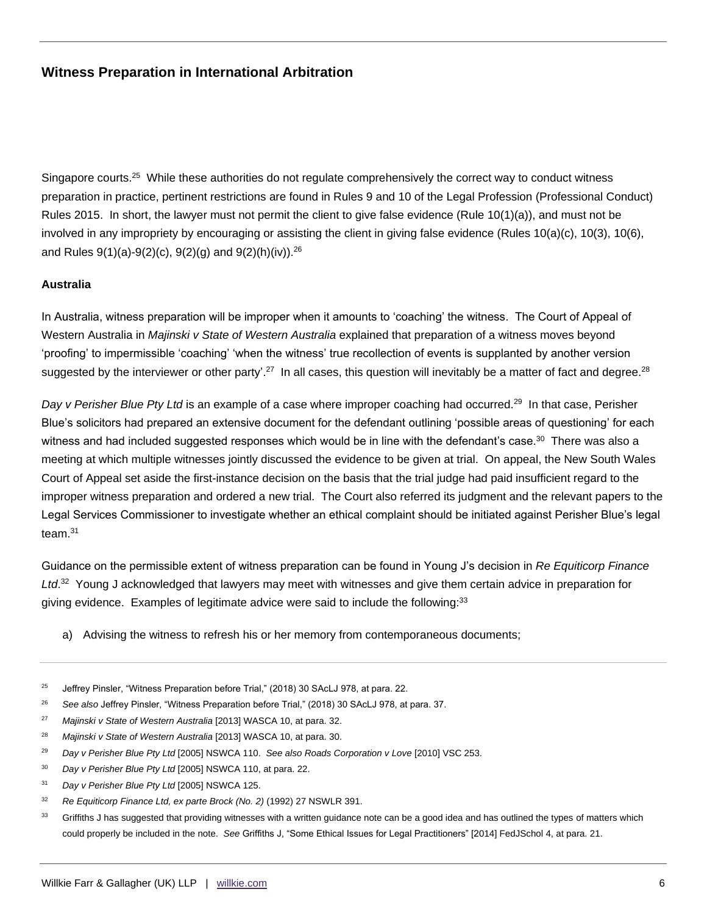Singapore courts.[25] While these authorities do not regulate comprehensively the correct way to conduct witness preparation in practice, pertinent restrictions are found in Rules 9 and 10 of the Legal Profession (Professional Conduct) Rules 2015. In short, the lawyer must not permit the client to give false evidence (Rule 10(1)(a)), and must not be involved in any impropriety by encouraging or assisting the client in giving false evidence (Rules 10(a)(c), 10(3), 10(6), and Rules 9(1)(a)-9(2)(c), 9(2)(g) and 9(2)(h)(iv)).[26]

**Australia**

In Australia, witness preparation will be improper when it amounts to 'coaching' the witness. The Court of Appeal of Western Australia in *Majinski v State of Western Australia* explained that preparation of a witness moves beyond 'proofing' to impermissible 'coaching' 'when the witness' true recollection of events is supplanted by another version suggested by the interviewer or other party'.[27] In all cases, this question will inevitably be a matter of fact and degree.[28]

*Day v Perisher Blue Pty Ltd* is an example of a case where improper coaching had occurred.[29] In that case, Perisher Blue's solicitors had prepared an extensive document for the defendant outlining 'possible areas of questioning' for each witness and had included suggested responses which would be in line with the defendant's case.[30] There was also a meeting at which multiple witnesses jointly discussed the evidence to be given at trial. On appeal, the New South Wales Court of Appeal set aside the first-instance decision on the basis that the trial judge had paid insufficient regard to the improper witness preparation and ordered a new trial. The Court also referred its judgment and the relevant papers to the Legal Services Commissioner to investigate whether an ethical complaint should be initiated against Perisher Blue's legal team.[31]

Guidance on the permissible extent of witness preparation can be found in Young J's decision in *Re Equiticorp Finance Ltd*.[32] Young J acknowledged that lawyers may meet with witnesses and give them certain advice in preparation for giving evidence. Examples of legitimate advice were said to include the following:[33]

a) Advising the witness to refresh his or her memory from contemporaneous documents;

---

[25] Jeffrey Pinsler, "Witness Preparation before Trial," (2018) 30 SAcLJ 978, at para. 22.

[26] *See also* Jeffrey Pinsler, "Witness Preparation before Trial," (2018) 30 SAcLJ 978, at para. 37.

[27] *Majinski v State of Western Australia* [2013] WASCA 10, at para. 32.

[28] *Majinski v State of Western Australia* [2013] WASCA 10, at para. 30.

[29] *Day v Perisher Blue Pty Ltd* [2005] NSWCA 110. *See also Roads Corporation v Love* [2010] VSC 253.

[30] *Day v Perisher Blue Pty Ltd* [2005] NSWCA 110, at para. 22.

[31] *Day v Perisher Blue Pty Ltd* [2005] NSWCA 125.

[32] *Re Equiticorp Finance Ltd, ex parte Brock (No. 2)* (1992) 27 NSWLR 391.

[33] Griffiths J has suggested that providing witnesses with a written guidance note can be a good idea and has outlined the types of matters which could properly be included in the note. *See* Griffiths J, "Some Ethical Issues for Legal Practitioners" [2014] FedJSchol 4, at para. 21.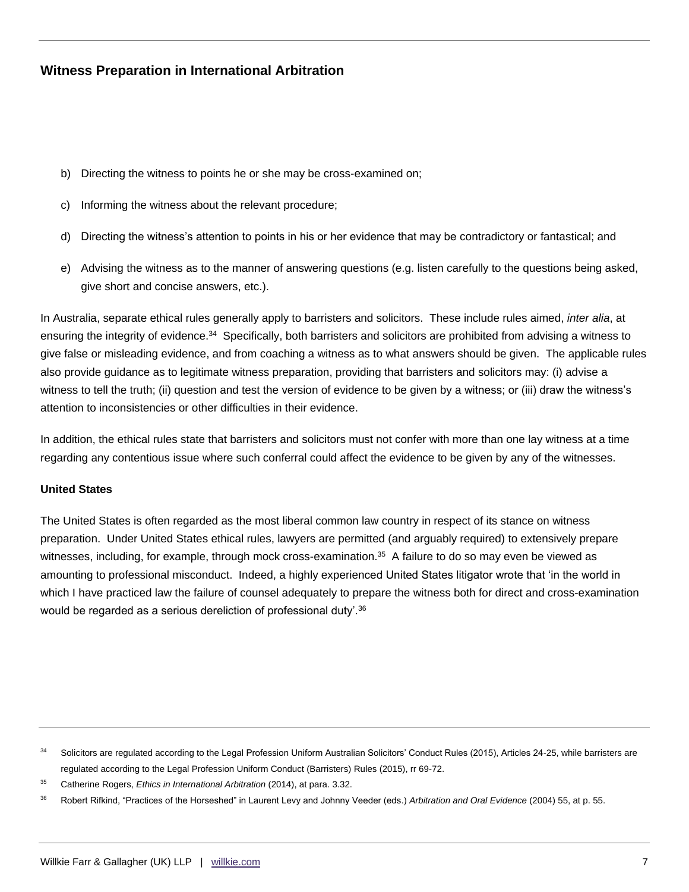b) Directing the witness to points he or she may be cross-examined on;

c) Informing the witness about the relevant procedure;

d) Directing the witness's attention to points in his or her evidence that may be contradictory or fantastical; and

e) Advising the witness as to the manner of answering questions (e.g. listen carefully to the questions being asked, give short and concise answers, etc.).

In Australia, separate ethical rules generally apply to barristers and solicitors. These include rules aimed, *inter alia*, at ensuring the integrity of evidence.[34] Specifically, both barristers and solicitors are prohibited from advising a witness to give false or misleading evidence, and from coaching a witness as to what answers should be given. The applicable rules also provide guidance as to legitimate witness preparation, providing that barristers and solicitors may: (i) advise a witness to tell the truth; (ii) question and test the version of evidence to be given by a witness; or (iii) draw the witness's attention to inconsistencies or other difficulties in their evidence.

In addition, the ethical rules state that barristers and solicitors must not confer with more than one lay witness at a time regarding any contentious issue where such conferral could affect the evidence to be given by any of the witnesses.

**United States**

The United States is often regarded as the most liberal common law country in respect of its stance on witness preparation. Under United States ethical rules, lawyers are permitted (and arguably required) to extensively prepare witnesses, including, for example, through mock cross-examination.[35] A failure to do so may even be viewed as amounting to professional misconduct. Indeed, a highly experienced United States litigator wrote that 'in the world in which I have practiced law the failure of counsel adequately to prepare the witness both for direct and cross-examination would be regarded as a serious dereliction of professional duty'.[36]

---

[34] Solicitors are regulated according to the Legal Profession Uniform Australian Solicitors' Conduct Rules (2015), Articles 24-25, while barristers are regulated according to the Legal Profession Uniform Conduct (Barristers) Rules (2015), rr 69-72.

[35] Catherine Rogers, *Ethics in International Arbitration* (2014), at para. 3.32.

[36] Robert Rifkind, "Practices of the Horseshed" in Laurent Levy and Johnny Veeder (eds.) *Arbitration and Oral Evidence* (2004) 55, at p. 55.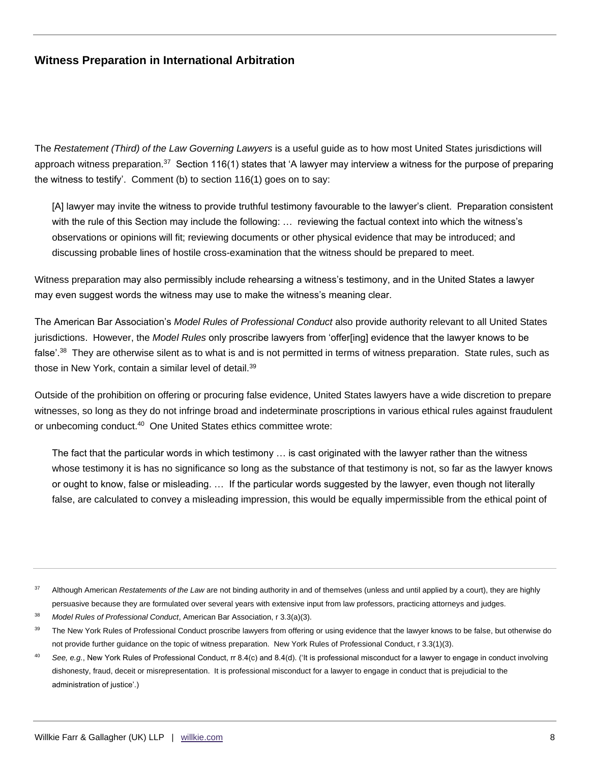The *Restatement (Third) of the Law Governing Lawyers* is a useful guide as to how most United States jurisdictions will approach witness preparation.[37] Section 116(1) states that 'A lawyer may interview a witness for the purpose of preparing the witness to testify'. Comment (b) to section 116(1) goes on to say:

> [A] lawyer may invite the witness to provide truthful testimony favourable to the lawyer's client. Preparation consistent with the rule of this Section may include the following: … reviewing the factual context into which the witness's observations or opinions will fit; reviewing documents or other physical evidence that may be introduced; and discussing probable lines of hostile cross-examination that the witness should be prepared to meet.

Witness preparation may also permissibly include rehearsing a witness's testimony, and in the United States a lawyer may even suggest words the witness may use to make the witness's meaning clear.

The American Bar Association's *Model Rules of Professional Conduct* also provide authority relevant to all United States jurisdictions. However, the *Model Rules* only proscribe lawyers from 'offer[ing] evidence that the lawyer knows to be false'.[38] They are otherwise silent as to what is and is not permitted in terms of witness preparation. State rules, such as those in New York, contain a similar level of detail.[39]

Outside of the prohibition on offering or procuring false evidence, United States lawyers have a wide discretion to prepare witnesses, so long as they do not infringe broad and indeterminate proscriptions in various ethical rules against fraudulent or unbecoming conduct.[40] One United States ethics committee wrote:

> The fact that the particular words in which testimony … is cast originated with the lawyer rather than the witness whose testimony it is has no significance so long as the substance of that testimony is not, so far as the lawyer knows or ought to know, false or misleading. … If the particular words suggested by the lawyer, even though not literally false, are calculated to convey a misleading impression, this would be equally impermissible from the ethical point of

---

[37] Although American *Restatements of the Law* are not binding authority in and of themselves (unless and until applied by a court), they are highly persuasive because they are formulated over several years with extensive input from law professors, practicing attorneys and judges.

[38] *Model Rules of Professional Conduct*, American Bar Association, r 3.3(a)(3).

[39] The New York Rules of Professional Conduct proscribe lawyers from offering or using evidence that the lawyer knows to be false, but otherwise do not provide further guidance on the topic of witness preparation. New York Rules of Professional Conduct, r 3.3(1)(3).

[40] *See, e.g.*, New York Rules of Professional Conduct, rr 8.4(c) and 8.4(d). ('It is professional misconduct for a lawyer to engage in conduct involving dishonesty, fraud, deceit or misrepresentation. It is professional misconduct for a lawyer to engage in conduct that is prejudicial to the administration of justice'.)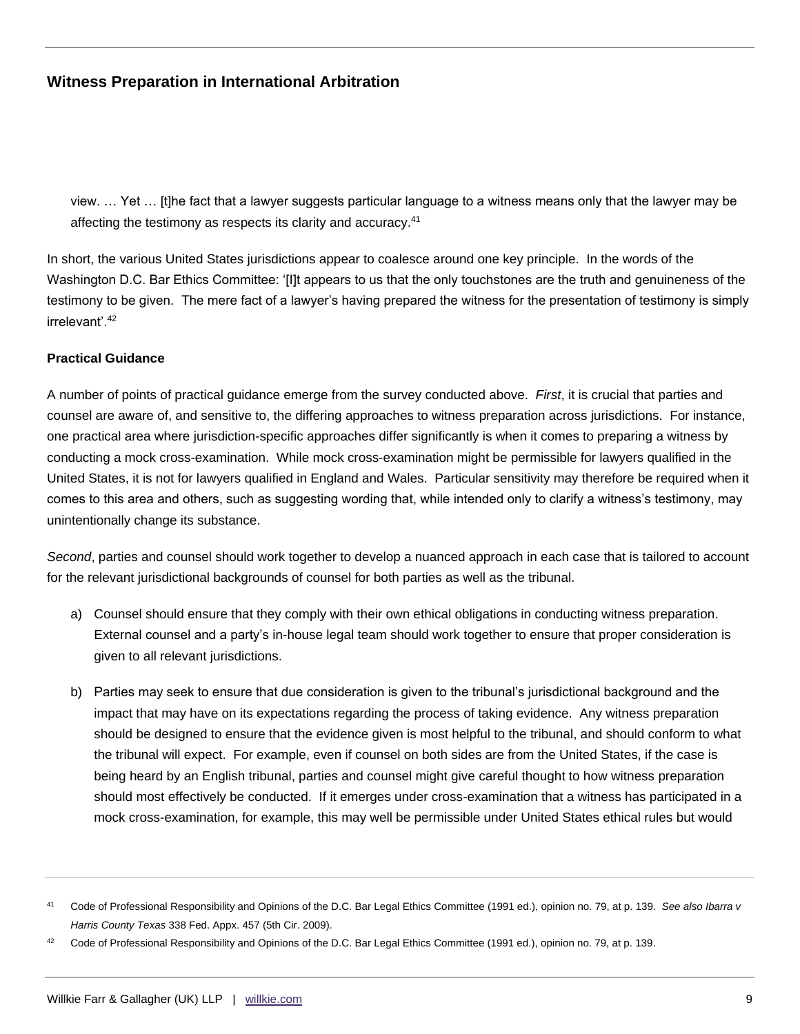> view. … Yet … [t]he fact that a lawyer suggests particular language to a witness means only that the lawyer may be affecting the testimony as respects its clarity and accuracy.[41]

In short, the various United States jurisdictions appear to coalesce around one key principle. In the words of the Washington D.C. Bar Ethics Committee: '[I]t appears to us that the only touchstones are the truth and genuineness of the testimony to be given. The mere fact of a lawyer's having prepared the witness for the presentation of testimony is simply irrelevant'.[42]

**Practical Guidance**

A number of points of practical guidance emerge from the survey conducted above. *First*, it is crucial that parties and counsel are aware of, and sensitive to, the differing approaches to witness preparation across jurisdictions. For instance, one practical area where jurisdiction-specific approaches differ significantly is when it comes to preparing a witness by conducting a mock cross-examination. While mock cross-examination might be permissible for lawyers qualified in the United States, it is not for lawyers qualified in England and Wales. Particular sensitivity may therefore be required when it comes to this area and others, such as suggesting wording that, while intended only to clarify a witness's testimony, may unintentionally change its substance.

*Second*, parties and counsel should work together to develop a nuanced approach in each case that is tailored to account for the relevant jurisdictional backgrounds of counsel for both parties as well as the tribunal.

a) Counsel should ensure that they comply with their own ethical obligations in conducting witness preparation. External counsel and a party's in-house legal team should work together to ensure that proper consideration is given to all relevant jurisdictions.

b) Parties may seek to ensure that due consideration is given to the tribunal's jurisdictional background and the impact that may have on its expectations regarding the process of taking evidence. Any witness preparation should be designed to ensure that the evidence given is most helpful to the tribunal, and should conform to what the tribunal will expect. For example, even if counsel on both sides are from the United States, if the case is being heard by an English tribunal, parties and counsel might give careful thought to how witness preparation should most effectively be conducted. If it emerges under cross-examination that a witness has participated in a mock cross-examination, for example, this may well be permissible under United States ethical rules but would

---

[41] Code of Professional Responsibility and Opinions of the D.C. Bar Legal Ethics Committee (1991 ed.), opinion no. 79, at p. 139. *See also Ibarra v Harris County Texas* 338 Fed. Appx. 457 (5th Cir. 2009).

[42] Code of Professional Responsibility and Opinions of the D.C. Bar Legal Ethics Committee (1991 ed.), opinion no. 79, at p. 139.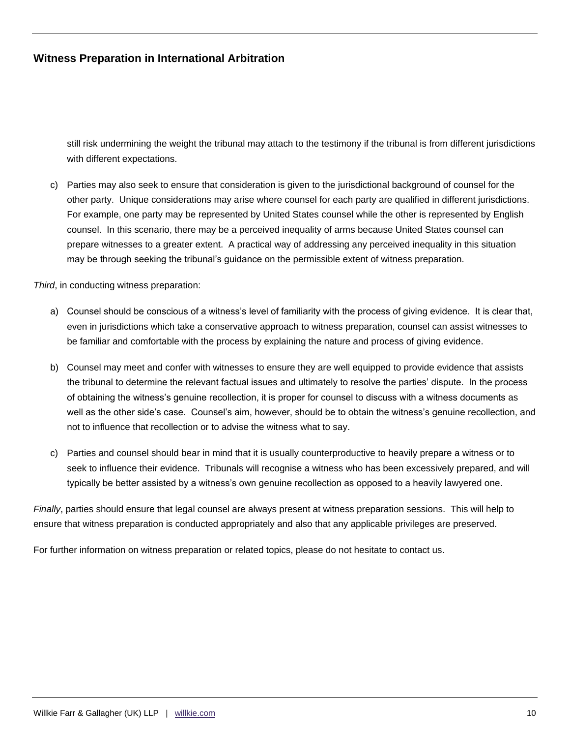still risk undermining the weight the tribunal may attach to the testimony if the tribunal is from different jurisdictions with different expectations.

c) Parties may also seek to ensure that consideration is given to the jurisdictional background of counsel for the other party. Unique considerations may arise where counsel for each party are qualified in different jurisdictions. For example, one party may be represented by United States counsel while the other is represented by English counsel. In this scenario, there may be a perceived inequality of arms because United States counsel can prepare witnesses to a greater extent. A practical way of addressing any perceived inequality in this situation may be through seeking the tribunal's guidance on the permissible extent of witness preparation.

*Third*, in conducting witness preparation:

a) Counsel should be conscious of a witness's level of familiarity with the process of giving evidence. It is clear that, even in jurisdictions which take a conservative approach to witness preparation, counsel can assist witnesses to be familiar and comfortable with the process by explaining the nature and process of giving evidence.

b) Counsel may meet and confer with witnesses to ensure they are well equipped to provide evidence that assists the tribunal to determine the relevant factual issues and ultimately to resolve the parties' dispute. In the process of obtaining the witness's genuine recollection, it is proper for counsel to discuss with a witness documents as well as the other side's case. Counsel's aim, however, should be to obtain the witness's genuine recollection, and not to influence that recollection or to advise the witness what to say.

c) Parties and counsel should bear in mind that it is usually counterproductive to heavily prepare a witness or to seek to influence their evidence. Tribunals will recognise a witness who has been excessively prepared, and will typically be better assisted by a witness's own genuine recollection as opposed to a heavily lawyered one.

*Finally*, parties should ensure that legal counsel are always present at witness preparation sessions. This will help to ensure that witness preparation is conducted appropriately and also that any applicable privileges are preserved.

For further information on witness preparation or related topics, please do not hesitate to contact us.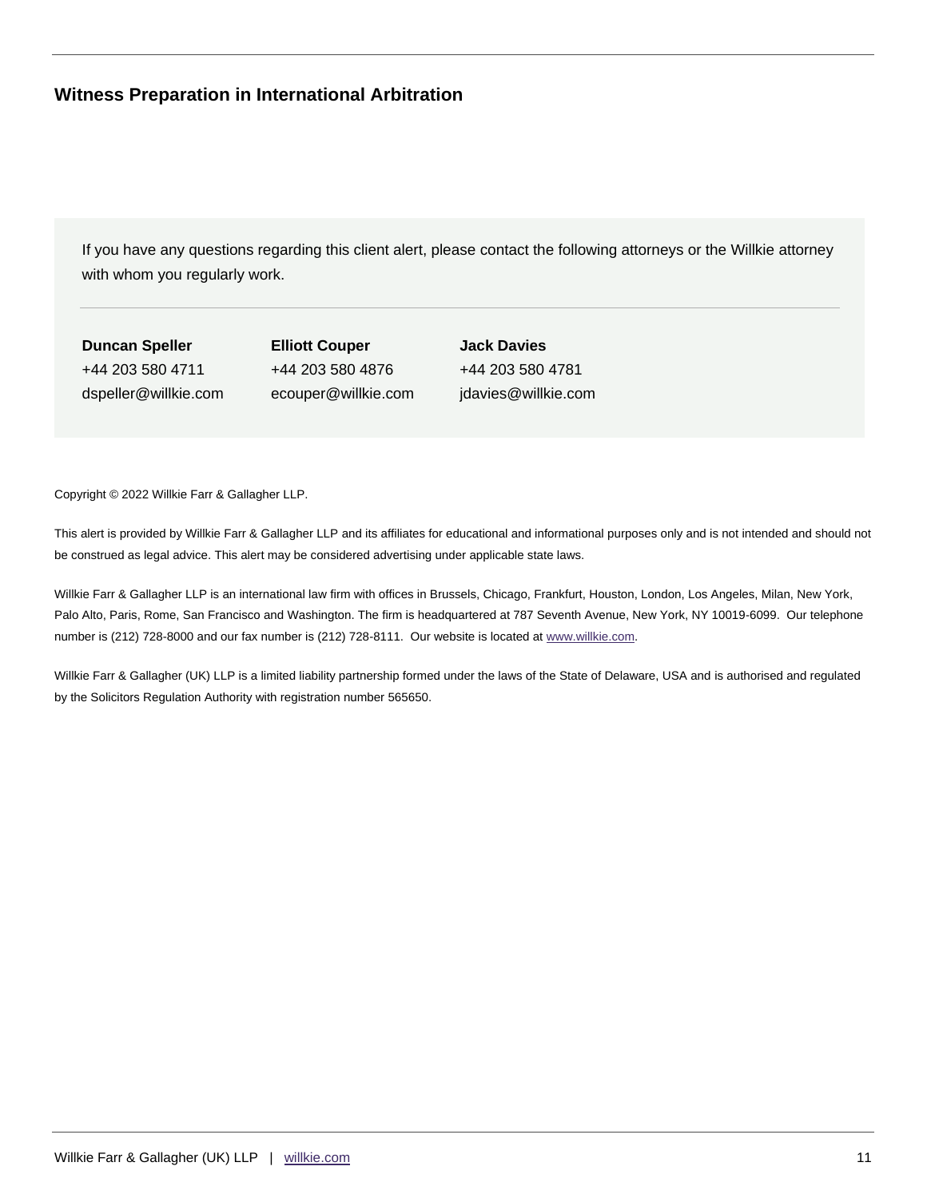If you have any questions regarding this client alert, please contact the following attorneys or the Willkie attorney with whom you regularly work.

| | | |
|---|---|---|
| **Duncan Speller** | **Elliott Couper** | **Jack Davies** |
| +44 203 580 4711 | +44 203 580 4876 | +44 203 580 4781 |
| dspeller@willkie.com | ecouper@willkie.com | jdavies@willkie.com |

Copyright © 2022 Willkie Farr & Gallagher LLP.

This alert is provided by Willkie Farr & Gallagher LLP and its affiliates for educational and informational purposes only and is not intended and should not be construed as legal advice. This alert may be considered advertising under applicable state laws.

Willkie Farr & Gallagher LLP is an international law firm with offices in Brussels, Chicago, Frankfurt, Houston, London, Los Angeles, Milan, New York, Palo Alto, Paris, Rome, San Francisco and Washington. The firm is headquartered at 787 Seventh Avenue, New York, NY 10019-6099. Our telephone number is (212) 728-8000 and our fax number is (212) 728-8111. Our website is located at www.willkie.com.

Willkie Farr & Gallagher (UK) LLP is a limited liability partnership formed under the laws of the State of Delaware, USA and is authorised and regulated by the Solicitors Regulation Authority with registration number 565650.